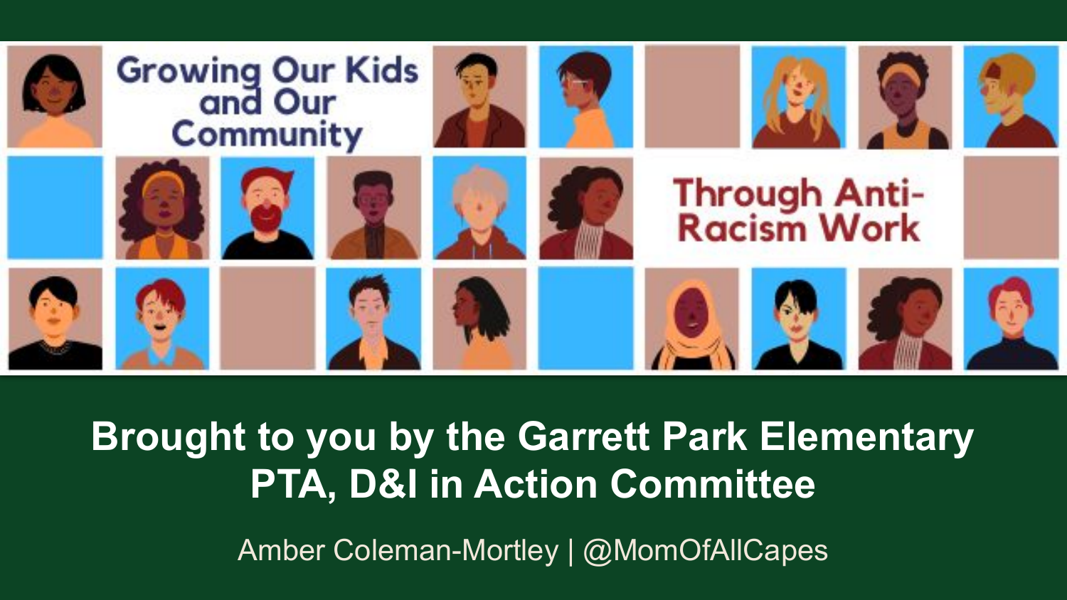# Growing Our Kids and Our Community Through Anti-Racism Work

**Brought to you by the Garrett Park Elementary PTA, D&I in Action Committee**

Amber Coleman-Mortley | @MomOfAllCapes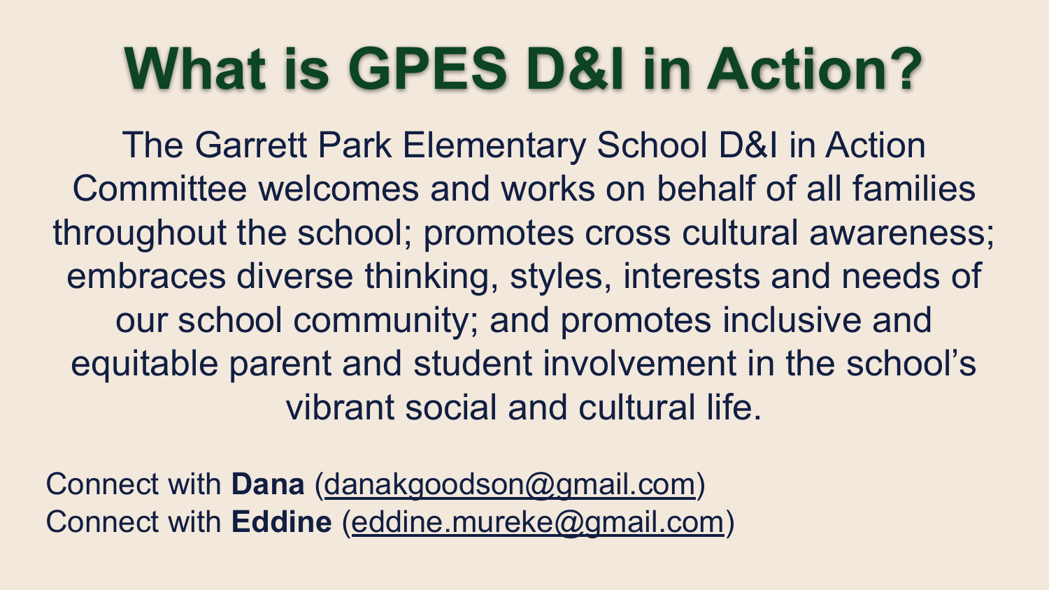# What is GPES D&I in Action?

The Garrett Park Elementary School D&I in Action Committee welcomes and works on behalf of all families throughout the school; promotes cross cultural awareness; embraces diverse thinking, styles, interests and needs of our school community; and promotes inclusive and equitable parent and student involvement in the school's vibrant social and cultural life.

Connect with **Dana** (danakgoodson@gmail.com)
Connect with **Eddine** (eddine.mureke@gmail.com)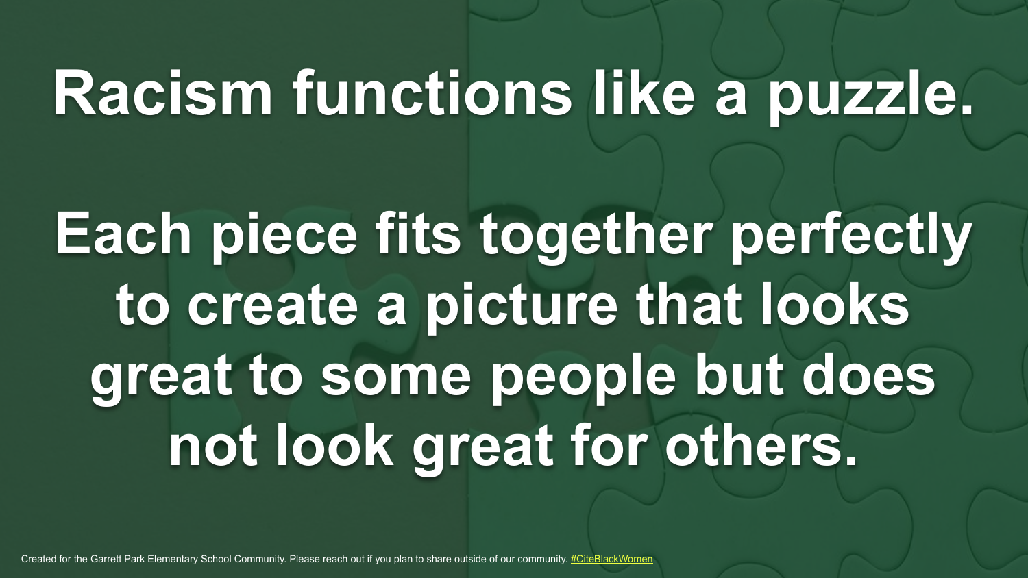# Racism functions like a puzzle.

**Each piece fits together perfectly to create a picture that looks great to some people but does not look great for others.**

Created for the Garrett Park Elementary School Community. Please reach out if you plan to share outside of our community. #CiteBlackWomen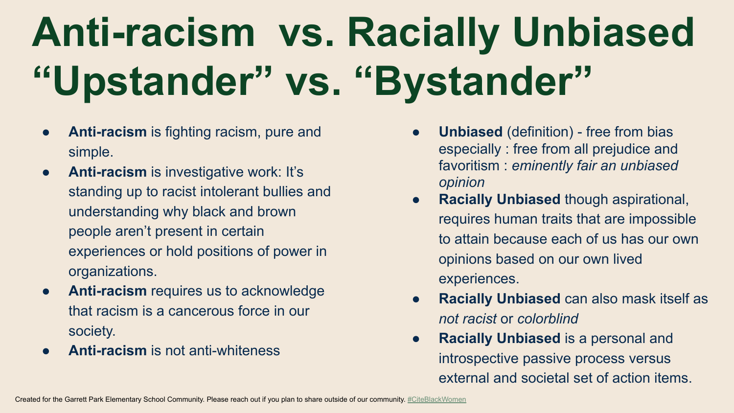# Anti-racism vs. Racially Unbiased "Upstander" vs. "Bystander"

- **Anti-racism** is fighting racism, pure and simple.
- **Anti-racism** is investigative work: It's standing up to racist intolerant bullies and understanding why black and brown people aren't present in certain experiences or hold positions of power in organizations.
- **Anti-racism** requires us to acknowledge that racism is a cancerous force in our society.
- **Anti-racism** is not anti-whiteness

- **Unbiased** (definition) - free from bias especially : free from all prejudice and favoritism : *eminently fair an unbiased opinion*
- **Racially Unbiased** though aspirational, requires human traits that are impossible to attain because each of us has our own opinions based on our own lived experiences.
- **Racially Unbiased** can also mask itself as *not racist* or *colorblind*
- **Racially Unbiased** is a personal and introspective passive process versus external and societal set of action items.

Created for the Garrett Park Elementary School Community. Please reach out if you plan to share outside of our community. #CiteBlackWomen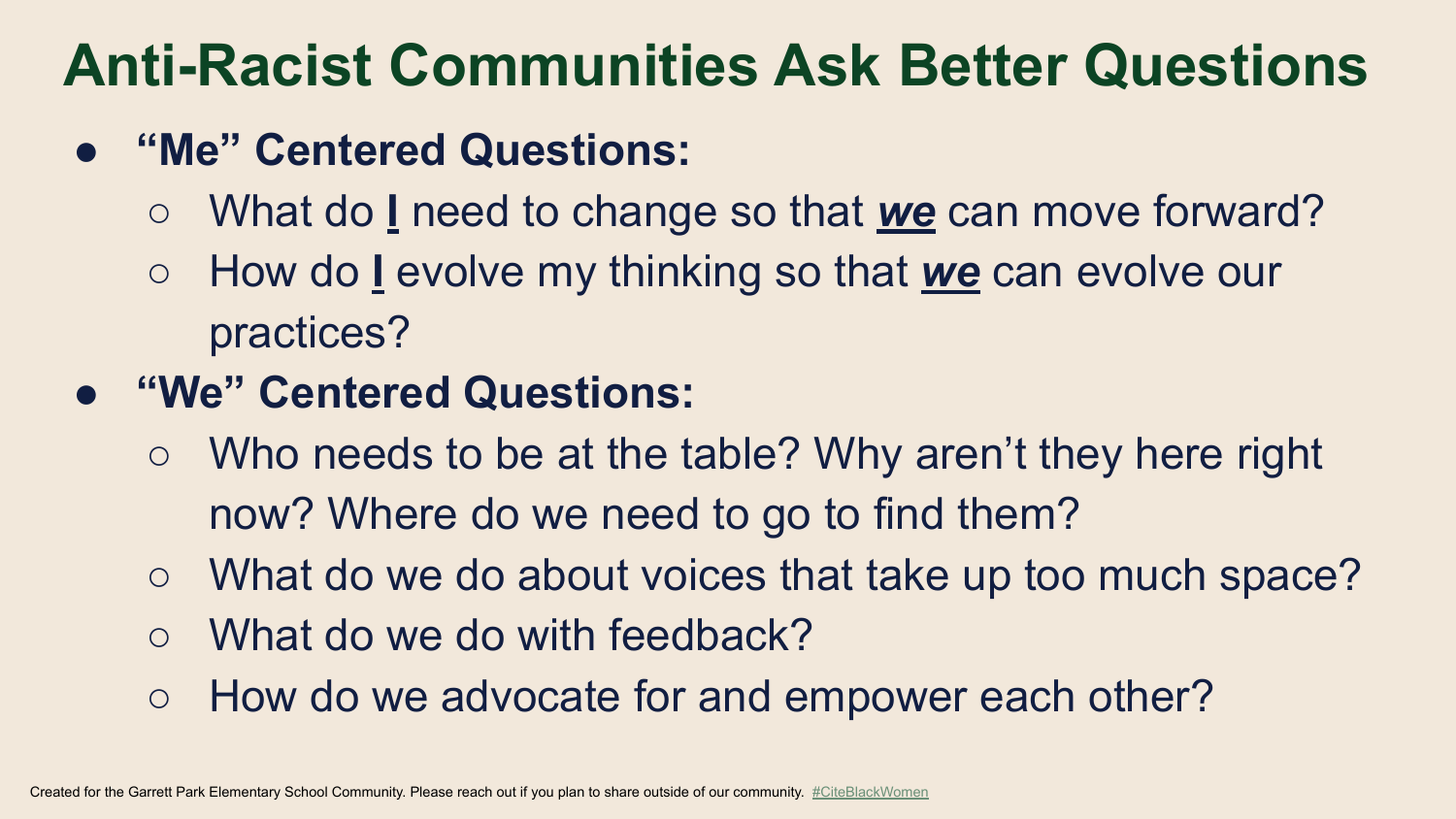# Anti-Racist Communities Ask Better Questions

- **"Me" Centered Questions:**
  - What do **I** need to change so that ***we*** can move forward?
  - How do **I** evolve my thinking so that ***we*** can evolve our practices?
- **"We" Centered Questions:**
  - Who needs to be at the table? Why aren't they here right now? Where do we need to go to find them?
  - What do we do about voices that take up too much space?
  - What do we do with feedback?
  - How do we advocate for and empower each other?

Created for the Garrett Park Elementary School Community. Please reach out if you plan to share outside of our community. #CiteBlackWomen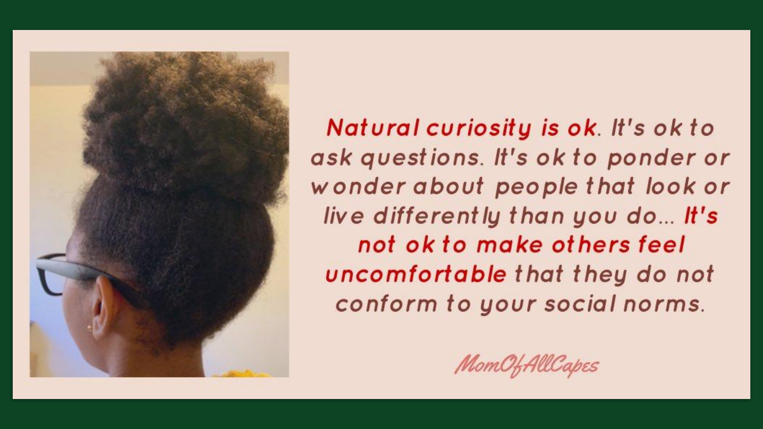**Natural curiosity is ok**. It's ok to ask questions. It's ok to ponder or wonder about people that look or live differently than you do... **It's not ok to make others feel uncomfortable** that they do not conform to your social norms.

*MomOfAllCapes*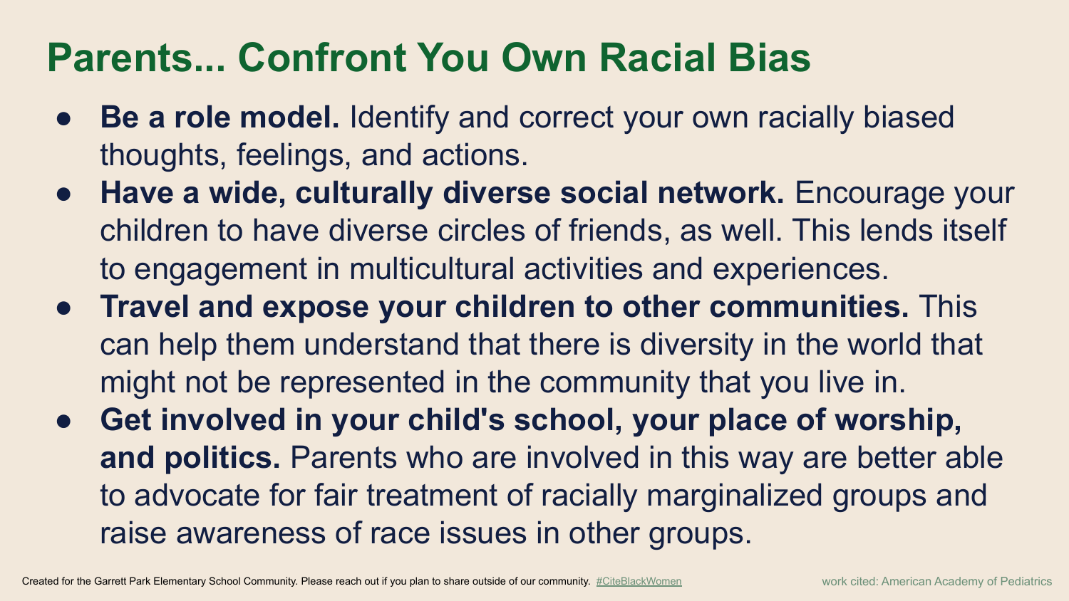# Parents... Confront You Own Racial Bias

- **Be a role model.** Identify and correct your own racially biased thoughts, feelings, and actions.
- **Have a wide, culturally diverse social network.** Encourage your children to have diverse circles of friends, as well. This lends itself to engagement in multicultural activities and experiences.
- **Travel and expose your children to other communities.** This can help them understand that there is diversity in the world that might not be represented in the community that you live in.
- **Get involved in your child's school, your place of worship, and politics.** Parents who are involved in this way are better able to advocate for fair treatment of racially marginalized groups and raise awareness of race issues in other groups.

Created for the Garrett Park Elementary School Community. Please reach out if you plan to share outside of our community. #CiteBlackWomen

work cited: American Academy of Pediatrics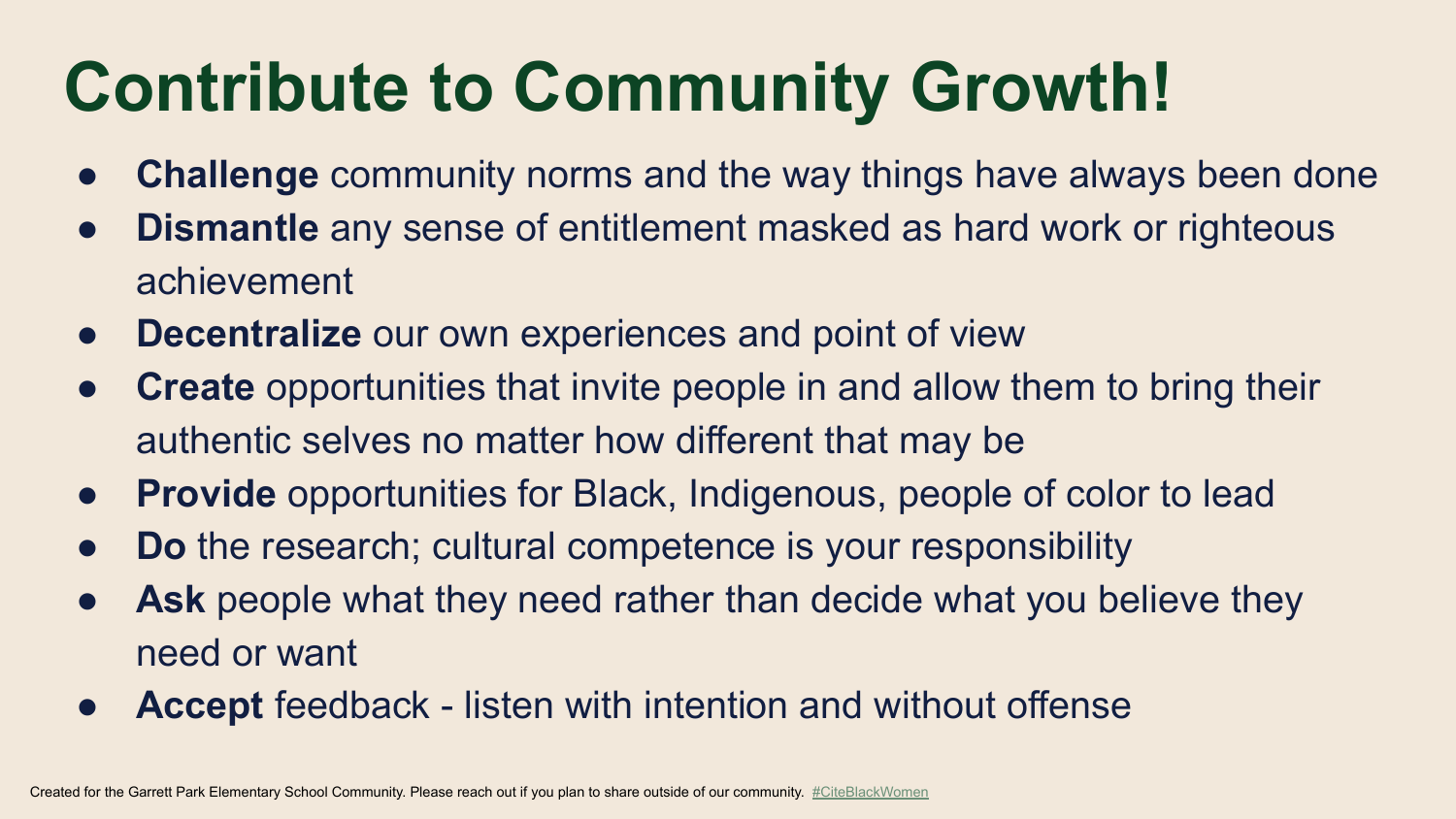# Contribute to Community Growth!

- **Challenge** community norms and the way things have always been done
- **Dismantle** any sense of entitlement masked as hard work or righteous achievement
- **Decentralize** our own experiences and point of view
- **Create** opportunities that invite people in and allow them to bring their authentic selves no matter how different that may be
- **Provide** opportunities for Black, Indigenous, people of color to lead
- **Do** the research; cultural competence is your responsibility
- **Ask** people what they need rather than decide what you believe they need or want
- **Accept** feedback - listen with intention and without offense

Created for the Garrett Park Elementary School Community. Please reach out if you plan to share outside of our community. #CiteBlackWomen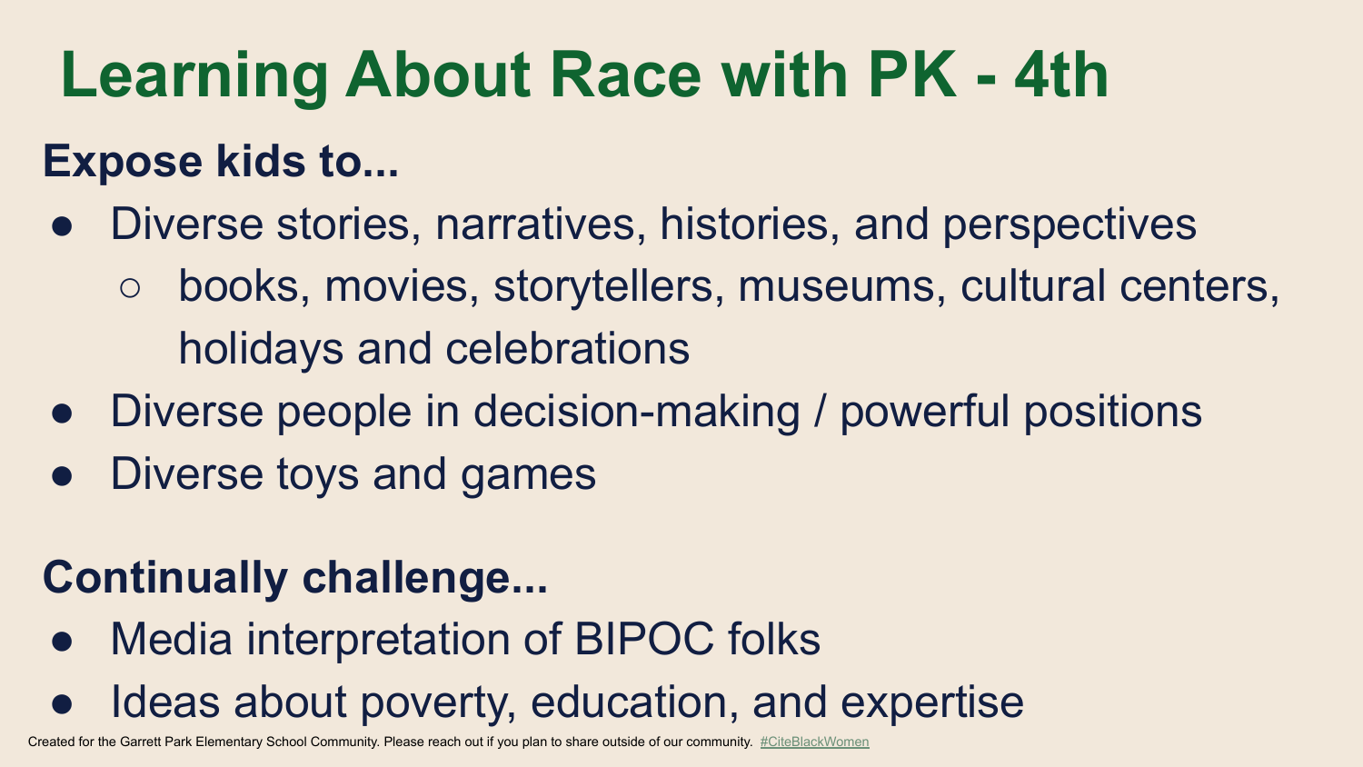# Learning About Race with PK - 4th

**Expose kids to...**

- Diverse stories, narratives, histories, and perspectives
  - books, movies, storytellers, museums, cultural centers, holidays and celebrations
- Diverse people in decision-making / powerful positions
- Diverse toys and games

**Continually challenge...**

- Media interpretation of BIPOC folks
- Ideas about poverty, education, and expertise

Created for the Garrett Park Elementary School Community. Please reach out if you plan to share outside of our community. #CiteBlackWomen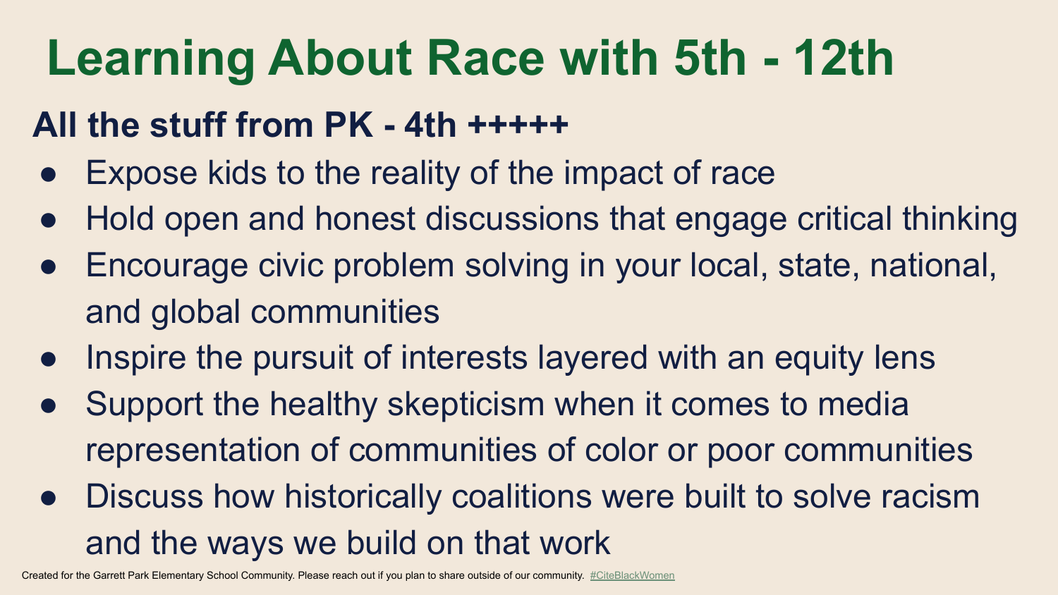# Learning About Race with 5th - 12th

**All the stuff from PK - 4th +++++**

- Expose kids to the reality of the impact of race
- Hold open and honest discussions that engage critical thinking
- Encourage civic problem solving in your local, state, national, and global communities
- Inspire the pursuit of interests layered with an equity lens
- Support the healthy skepticism when it comes to media representation of communities of color or poor communities
- Discuss how historically coalitions were built to solve racism and the ways we build on that work

Created for the Garrett Park Elementary School Community. Please reach out if you plan to share outside of our community. #CiteBlackWomen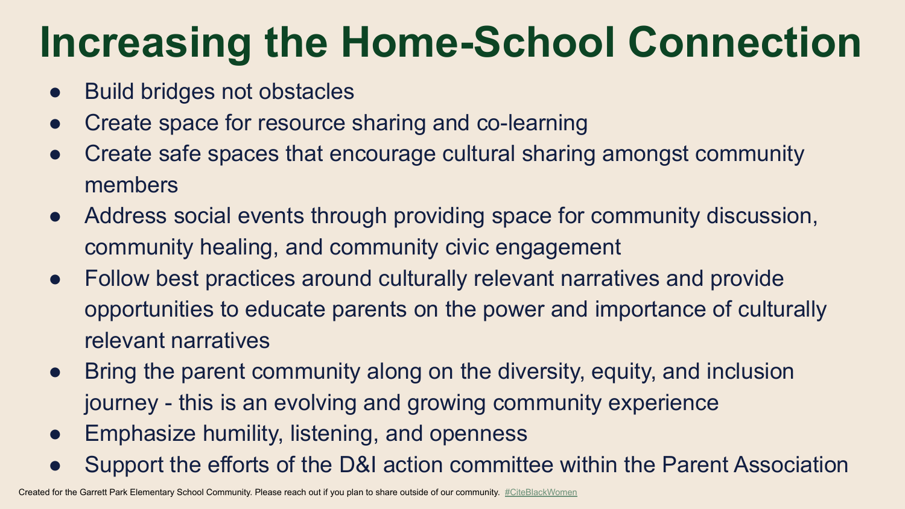# Increasing the Home-School Connection

- Build bridges not obstacles
- Create space for resource sharing and co-learning
- Create safe spaces that encourage cultural sharing amongst community members
- Address social events through providing space for community discussion, community healing, and community civic engagement
- Follow best practices around culturally relevant narratives and provide opportunities to educate parents on the power and importance of culturally relevant narratives
- Bring the parent community along on the diversity, equity, and inclusion journey - this is an evolving and growing community experience
- Emphasize humility, listening, and openness
- Support the efforts of the D&I action committee within the Parent Association

Created for the Garrett Park Elementary School Community. Please reach out if you plan to share outside of our community. #CiteBlackWomen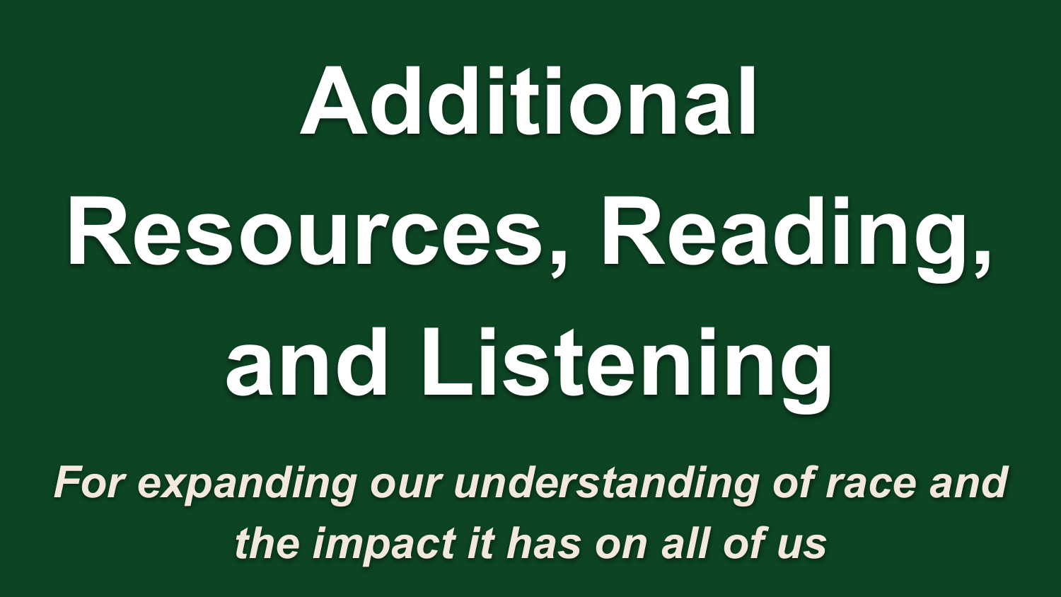# Additional Resources, Reading, and Listening

*For expanding our understanding of race and the impact it has on all of us*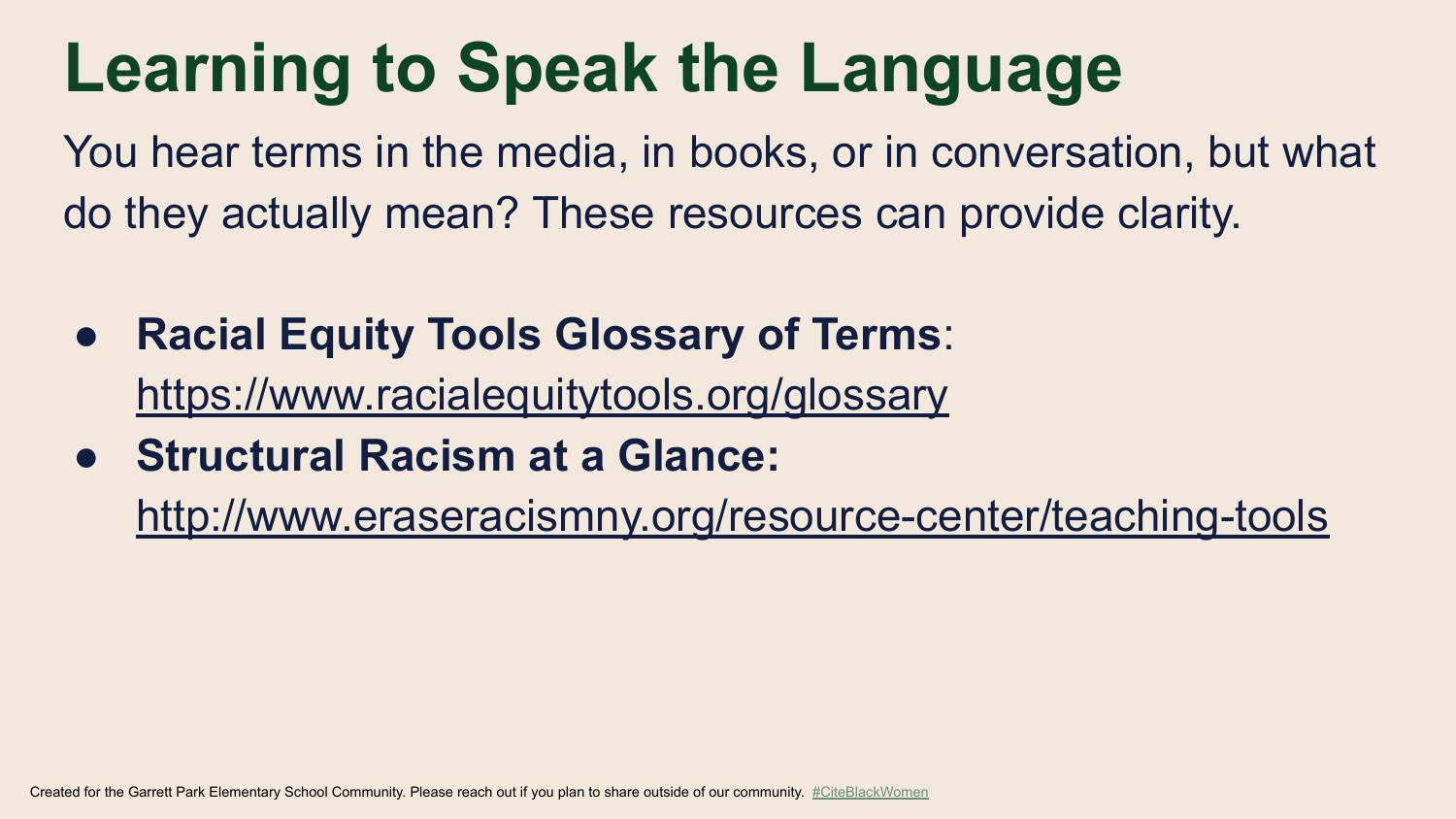# Learning to Speak the Language

You hear terms in the media, in books, or in conversation, but what do they actually mean? These resources can provide clarity.

- **Racial Equity Tools Glossary of Terms**: https://www.racialequitytools.org/glossary
- **Structural Racism at a Glance:** http://www.eraseracismny.org/resource-center/teaching-tools

Created for the Garrett Park Elementary School Community. Please reach out if you plan to share outside of our community. #CiteBlackWomen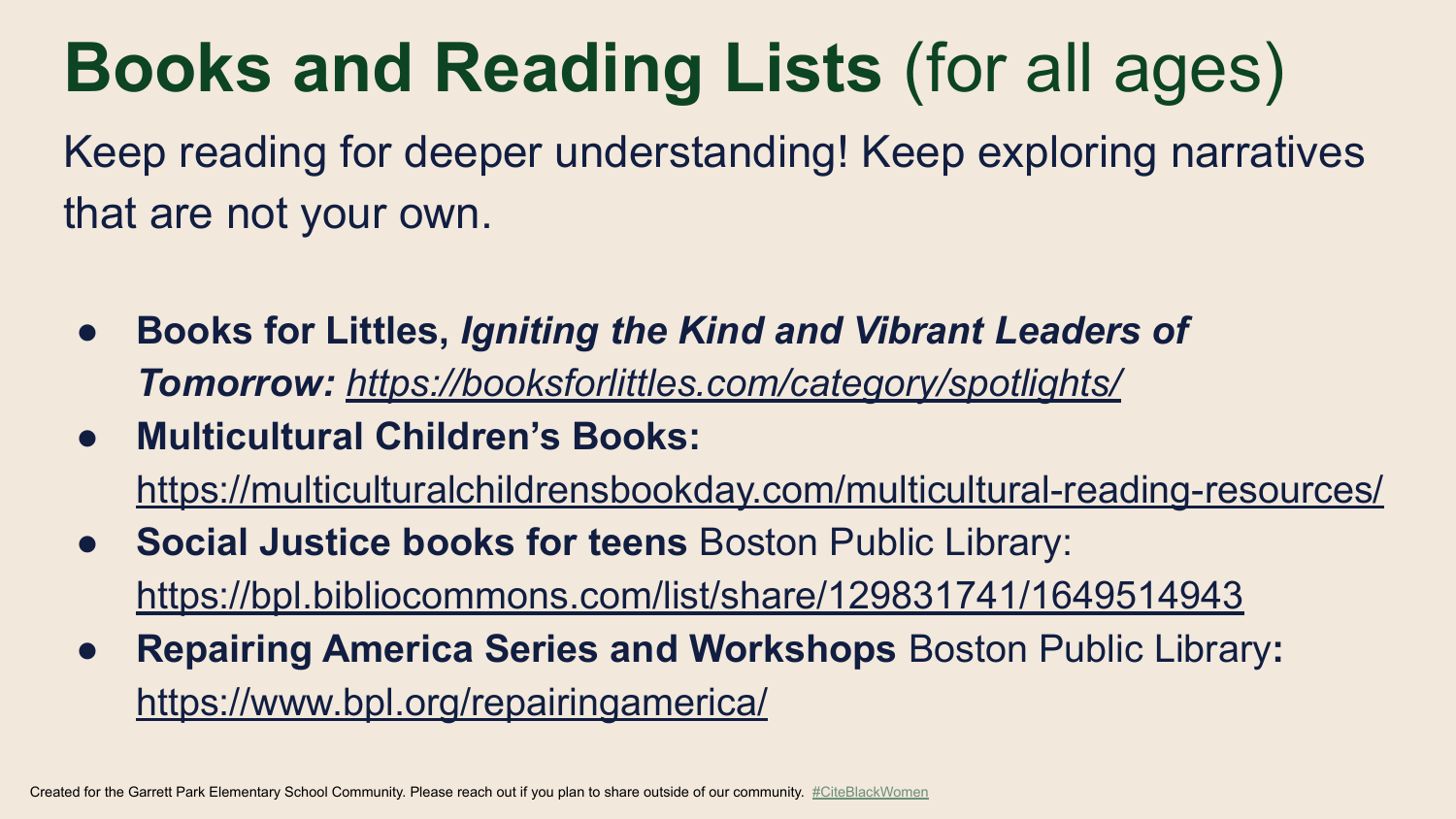# **Books and Reading Lists** (for all ages)

Keep reading for deeper understanding! Keep exploring narratives that are not your own.

- **Books for Littles, *Igniting the Kind and Vibrant Leaders of Tomorrow:*** *https://booksforlittles.com/category/spotlights/*
- **Multicultural Children's Books:** https://multiculturalchildrensbookday.com/multicultural-reading-resources/
- **Social Justice books for teens** Boston Public Library: https://bpl.bibliocommons.com/list/share/129831741/1649514943
- **Repairing America Series and Workshops** Boston Public Library**:** https://www.bpl.org/repairingamerica/

Created for the Garrett Park Elementary School Community. Please reach out if you plan to share outside of our community. #CiteBlackWomen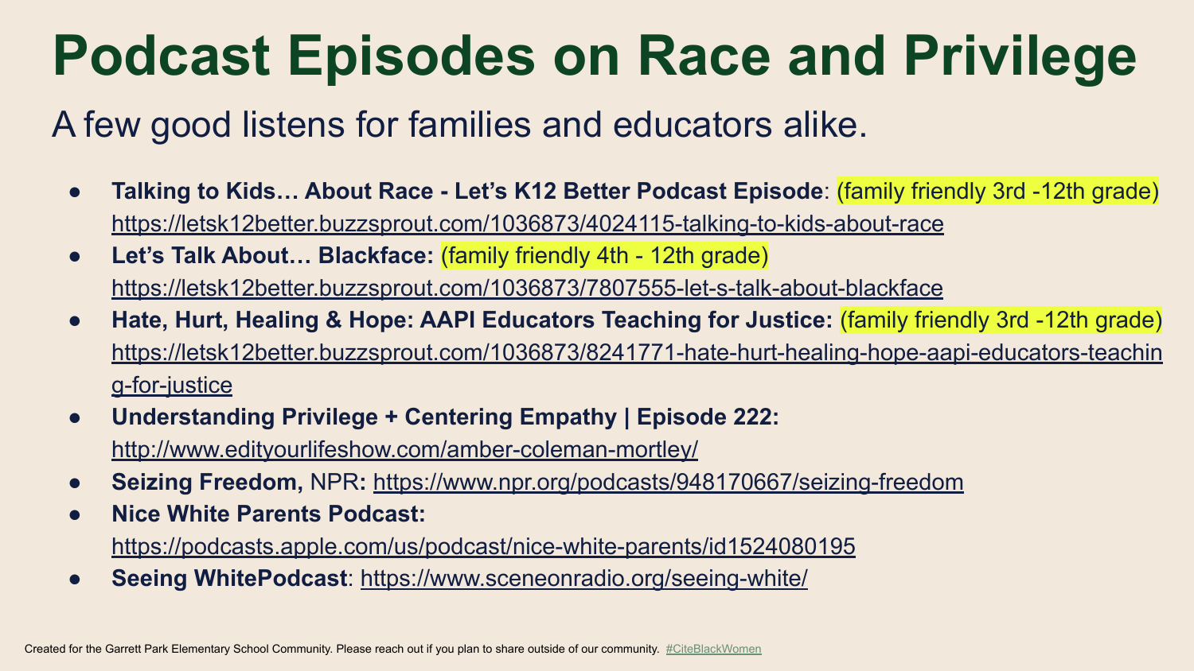# Podcast Episodes on Race and Privilege

A few good listens for families and educators alike.

- **Talking to Kids… About Race - Let's K12 Better Podcast Episode**: (family friendly 3rd -12th grade) https://letsk12better.buzzsprout.com/1036873/4024115-talking-to-kids-about-race
- **Let's Talk About… Blackface:** (family friendly 4th - 12th grade) https://letsk12better.buzzsprout.com/1036873/7807555-let-s-talk-about-blackface
- **Hate, Hurt, Healing & Hope: AAPI Educators Teaching for Justice:** (family friendly 3rd -12th grade) https://letsk12better.buzzsprout.com/1036873/8241771-hate-hurt-healing-hope-aapi-educators-teaching-for-justice
- **Understanding Privilege + Centering Empathy | Episode 222:** http://www.edityourlifeshow.com/amber-coleman-mortley/
- **Seizing Freedom,** NPR**:** https://www.npr.org/podcasts/948170667/seizing-freedom
- **Nice White Parents Podcast:** https://podcasts.apple.com/us/podcast/nice-white-parents/id1524080195
- **Seeing WhitePodcast**: https://www.sceneonradio.org/seeing-white/

Created for the Garrett Park Elementary School Community. Please reach out if you plan to share outside of our community. #CiteBlackWomen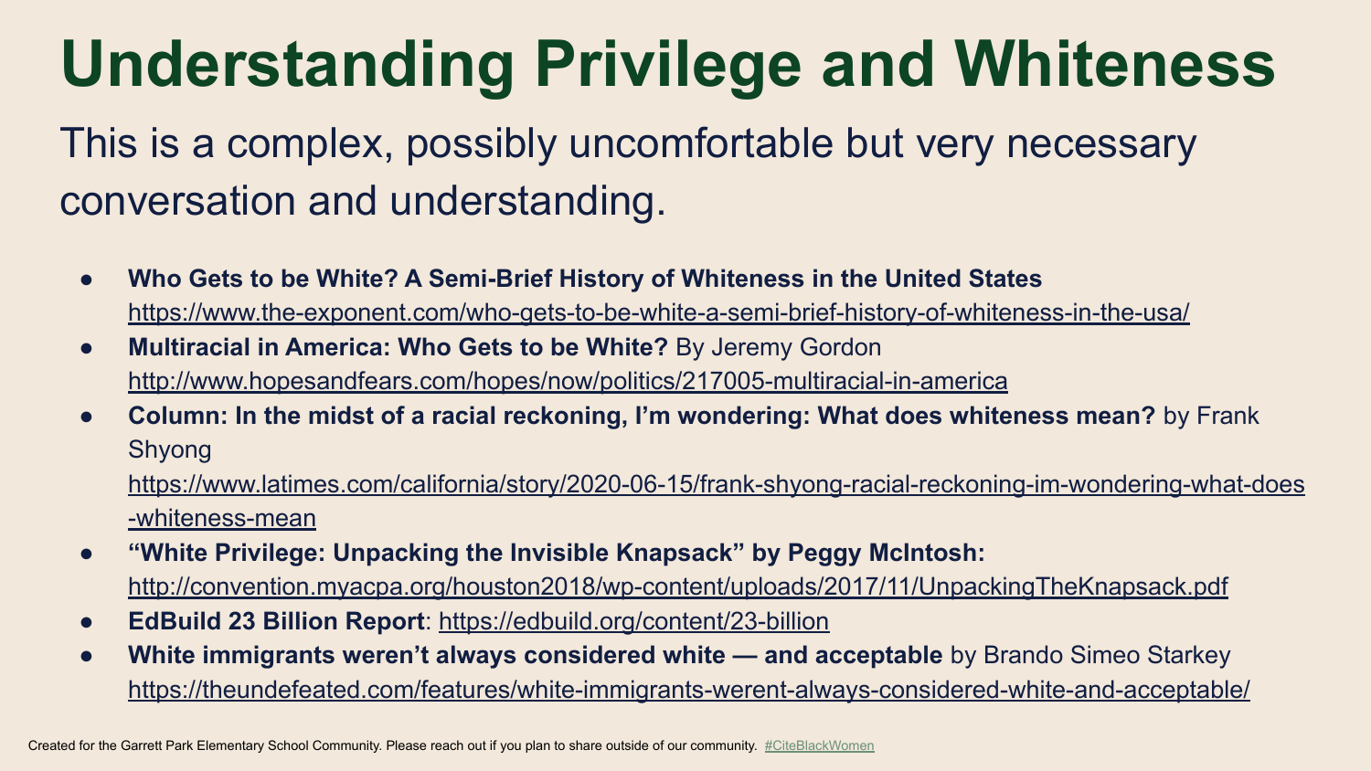# Understanding Privilege and Whiteness

This is a complex, possibly uncomfortable but very necessary conversation and understanding.

- **Who Gets to be White? A Semi-Brief History of Whiteness in the United States** https://www.the-exponent.com/who-gets-to-be-white-a-semi-brief-history-of-whiteness-in-the-usa/
- **Multiracial in America: Who Gets to be White?** By Jeremy Gordon http://www.hopesandfears.com/hopes/now/politics/217005-multiracial-in-america
- **Column: In the midst of a racial reckoning, I'm wondering: What does whiteness mean?** by Frank Shyong https://www.latimes.com/california/story/2020-06-15/frank-shyong-racial-reckoning-im-wondering-what-does-whiteness-mean
- **"White Privilege: Unpacking the Invisible Knapsack" by Peggy McIntosh:** http://convention.myacpa.org/houston2018/wp-content/uploads/2017/11/UnpackingTheKnapsack.pdf
- **EdBuild 23 Billion Report**: https://edbuild.org/content/23-billion
- **White immigrants weren't always considered white — and acceptable** by Brando Simeo Starkey https://theundefeated.com/features/white-immigrants-werent-always-considered-white-and-acceptable/

Created for the Garrett Park Elementary School Community. Please reach out if you plan to share outside of our community. #CiteBlackWomen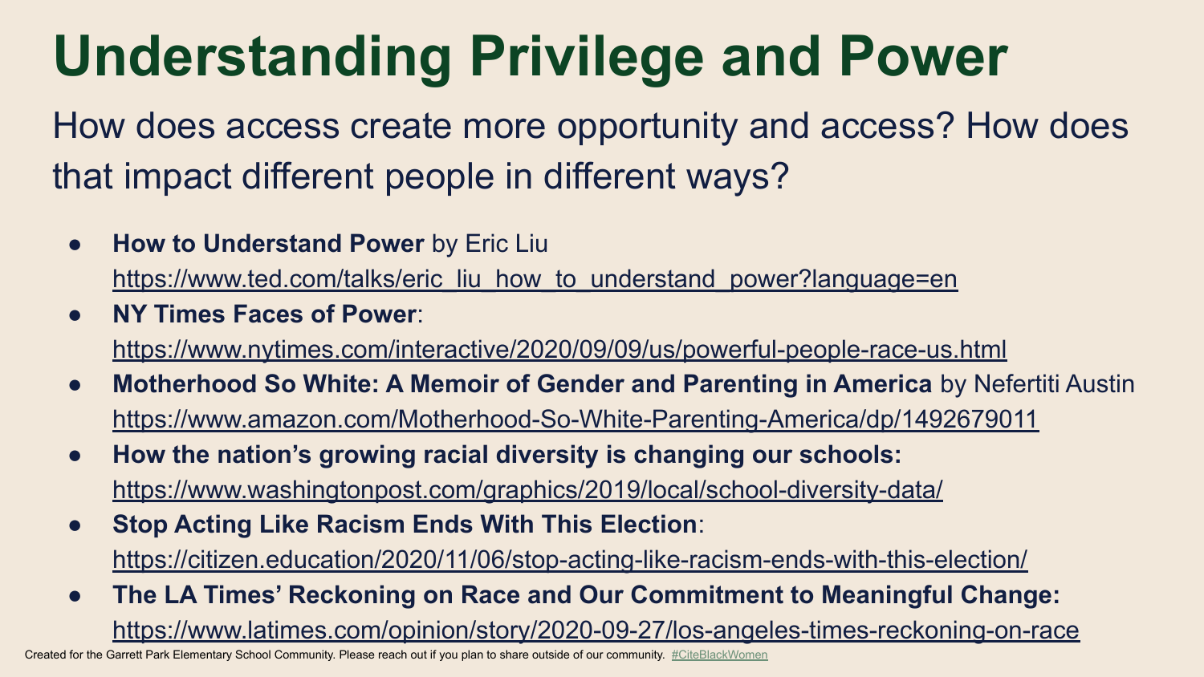# Understanding Privilege and Power

How does access create more opportunity and access? How does that impact different people in different ways?

- **How to Understand Power** by Eric Liu
  https://www.ted.com/talks/eric_liu_how_to_understand_power?language=en
- **NY Times Faces of Power**:
  https://www.nytimes.com/interactive/2020/09/09/us/powerful-people-race-us.html
- **Motherhood So White: A Memoir of Gender and Parenting in America** by Nefertiti Austin
  https://www.amazon.com/Motherhood-So-White-Parenting-America/dp/1492679011
- **How the nation's growing racial diversity is changing our schools:**
  https://www.washingtonpost.com/graphics/2019/local/school-diversity-data/
- **Stop Acting Like Racism Ends With This Election**:
  https://citizen.education/2020/11/06/stop-acting-like-racism-ends-with-this-election/
- **The LA Times' Reckoning on Race and Our Commitment to Meaningful Change:**
  https://www.latimes.com/opinion/story/2020-09-27/los-angeles-times-reckoning-on-race

Created for the Garrett Park Elementary School Community. Please reach out if you plan to share outside of our community. #CiteBlackWomen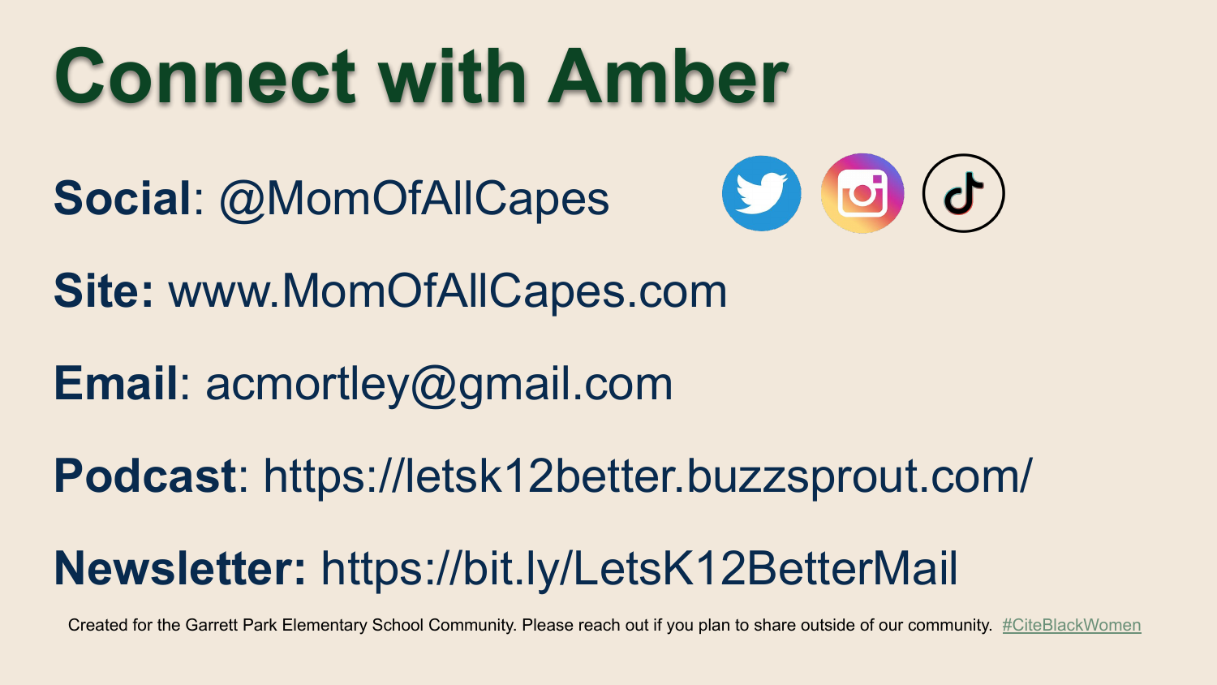# Connect with Amber

**Social**: @MomOfAllCapes

**Site:** www.MomOfAllCapes.com

**Email**: acmortley@gmail.com

**Podcast**: https://letsk12better.buzzsprout.com/

**Newsletter:** https://bit.ly/LetsK12BetterMail

Created for the Garrett Park Elementary School Community. Please reach out if you plan to share outside of our community. #CiteBlackWomen